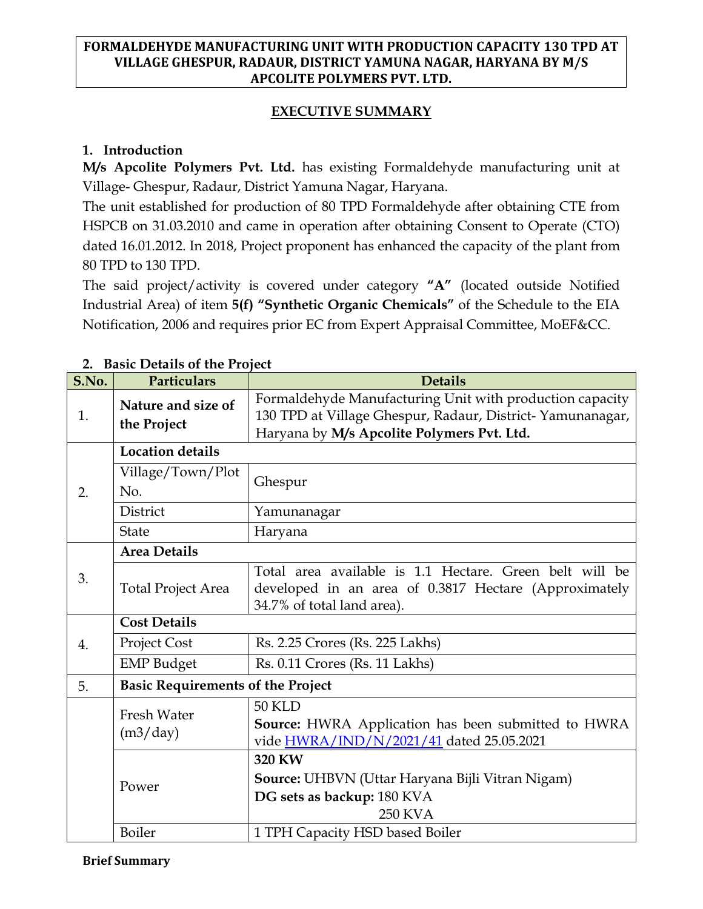**FORMALDEHYDE MANUFACTURING UNIT WITH PRODUCTION CAPACITY 130 TPD AT VILLAGE GHESPUR, RADAUR, DISTRICT YAMUNA NAGAR, HARYANA BY M/S APCOLITE POLYMERS PVT. LTD.**

# EXECUTIVE SUMMARY

## 1. Introduction

**M/s Apcolite Polymers Pvt. Ltd.** has existing Formaldehyde manufacturing unit at Village- Ghespur, Radaur, District Yamuna Nagar, Haryana.

The unit established for production of 80 TPD Formaldehyde after obtaining CTE from HSPCB on 31.03.2010 and came in operation after obtaining Consent to Operate (CTO) dated 16.01.2012. In 2018, Project proponent has enhanced the capacity of the plant from 80 TPD to 130 TPD.

The said project/activity is covered under category **"A"** (located outside Notified Industrial Area) of item **5(f) "Synthetic Organic Chemicals"** of the Schedule to the EIA Notification, 2006 and requires prior EC from Expert Appraisal Committee, MoEF&CC.

## 2. Basic Details of the Project

| S.No. | Particulars | Details |
|---|---|---|
| 1. | **Nature and size of the Project** | Formaldehyde Manufacturing Unit with production capacity 130 TPD at Village Ghespur, Radaur, District- Yamunanagar, Haryana by **M/s Apcolite Polymers Pvt. Ltd.** |
| 2. | **Location details** | |
| | Village/Town/Plot No. | Ghespur |
| | District | Yamunanagar |
| | State | Haryana |
| 3. | **Area Details** | |
| | Total Project Area | Total area available is 1.1 Hectare. Green belt will be developed in an area of 0.3817 Hectare (Approximately 34.7% of total land area). |
| 4. | **Cost Details** | |
| | Project Cost | Rs. 2.25 Crores (Rs. 225 Lakhs) |
| | EMP Budget | Rs. 0.11 Crores (Rs. 11 Lakhs) |
| 5. | **Basic Requirements of the Project** | |
| | Fresh Water (m3/day) | 50 KLD<br>**Source:** HWRA Application has been submitted to HWRA vide HWRA/IND/N/2021/41 dated 25.05.2021 |
| | Power | **320 KW**<br>**Source:** UHBVN (Uttar Haryana Bijli Vitran Nigam)<br>**DG sets as backup:** 180 KVA<br>250 KVA |
| | Boiler | 1 TPH Capacity HSD based Boiler |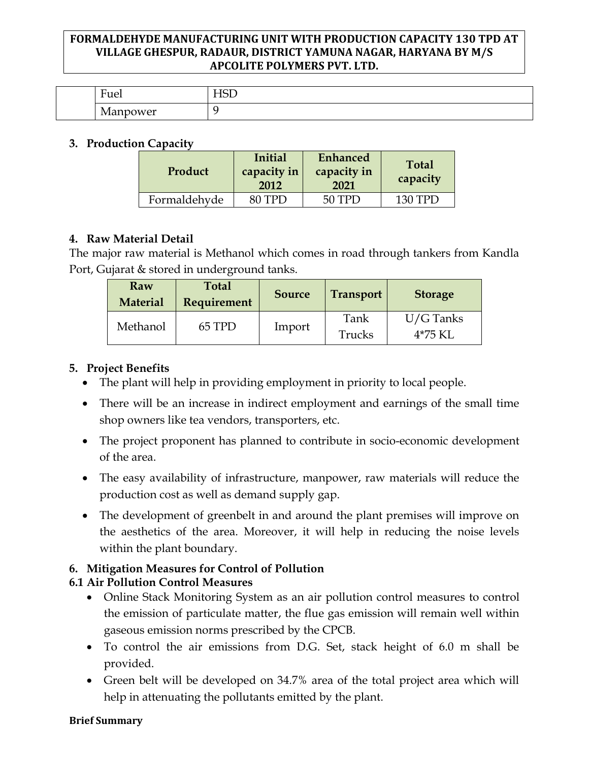| | Fuel | HSD |
|---|---|---|
| | Manpower | 9 |

## 3. Production Capacity

| Product | Initial capacity in 2012 | Enhanced capacity in 2021 | Total capacity |
|---|---|---|---|
| Formaldehyde | 80 TPD | 50 TPD | 130 TPD |

## 4. Raw Material Detail

The major raw material is Methanol which comes in road through tankers from Kandla Port, Gujarat & stored in underground tanks.

| Raw Material | Total Requirement | Source | Transport | Storage |
|---|---|---|---|---|
| Methanol | 65 TPD | Import | Tank Trucks | U/G Tanks 4*75 KL |

## 5. Project Benefits

- The plant will help in providing employment in priority to local people.
- There will be an increase in indirect employment and earnings of the small time shop owners like tea vendors, transporters, etc.
- The project proponent has planned to contribute in socio-economic development of the area.
- The easy availability of infrastructure, manpower, raw materials will reduce the production cost as well as demand supply gap.
- The development of greenbelt in and around the plant premises will improve on the aesthetics of the area. Moreover, it will help in reducing the noise levels within the plant boundary.

## 6. Mitigation Measures for Control of Pollution

### 6.1 Air Pollution Control Measures

- Online Stack Monitoring System as an air pollution control measures to control the emission of particulate matter, the flue gas emission will remain well within gaseous emission norms prescribed by the CPCB.
- To control the air emissions from D.G. Set, stack height of 6.0 m shall be provided.
- Green belt will be developed on 34.7% area of the total project area which will help in attenuating the pollutants emitted by the plant.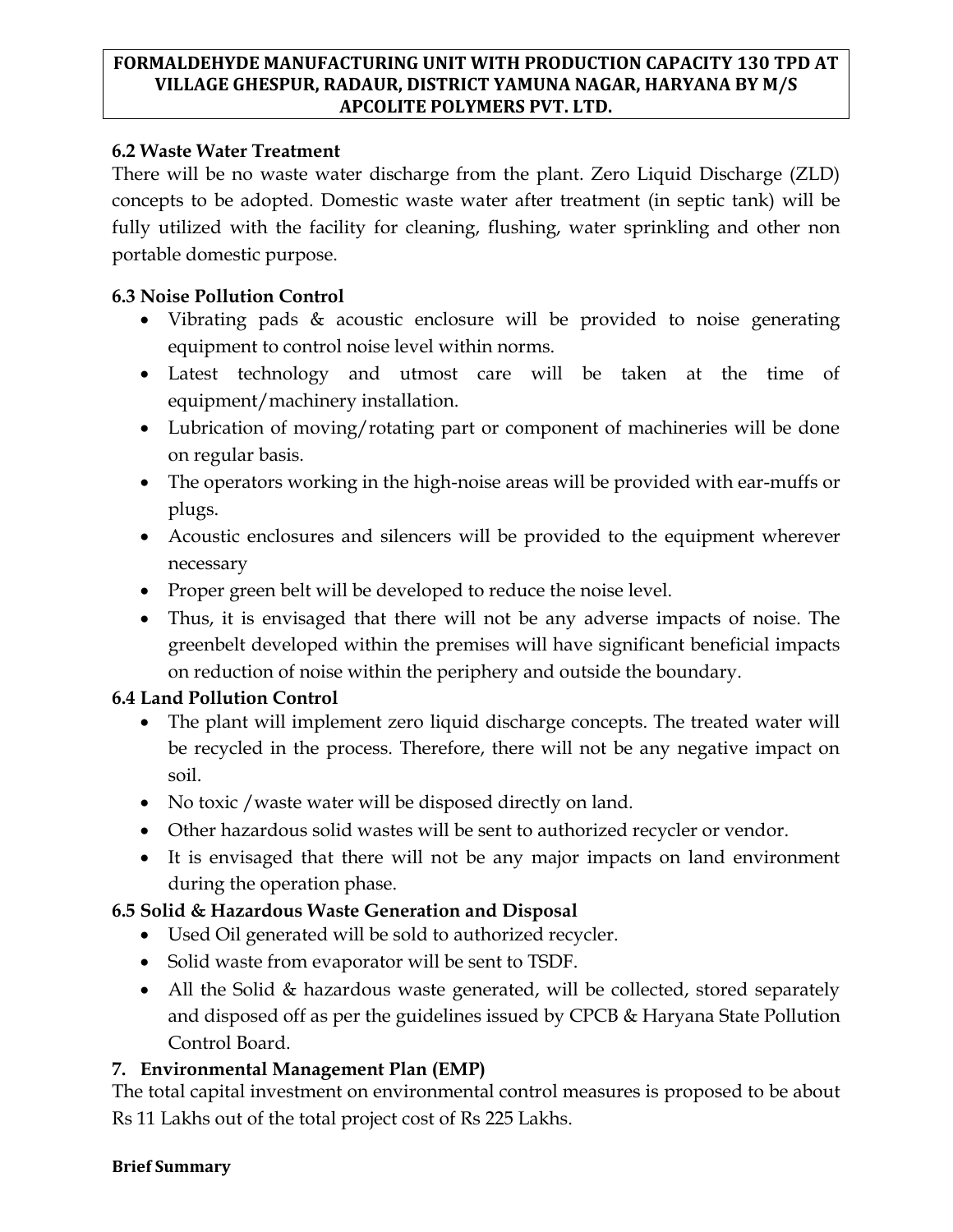### 6.2 Waste Water Treatment

There will be no waste water discharge from the plant. Zero Liquid Discharge (ZLD) concepts to be adopted. Domestic waste water after treatment (in septic tank) will be fully utilized with the facility for cleaning, flushing, water sprinkling and other non portable domestic purpose.

### 6.3 Noise Pollution Control

- Vibrating pads & acoustic enclosure will be provided to noise generating equipment to control noise level within norms.
- Latest technology and utmost care will be taken at the time of equipment/machinery installation.
- Lubrication of moving/rotating part or component of machineries will be done on regular basis.
- The operators working in the high-noise areas will be provided with ear-muffs or plugs.
- Acoustic enclosures and silencers will be provided to the equipment wherever necessary
- Proper green belt will be developed to reduce the noise level.
- Thus, it is envisaged that there will not be any adverse impacts of noise. The greenbelt developed within the premises will have significant beneficial impacts on reduction of noise within the periphery and outside the boundary.

### 6.4 Land Pollution Control

- The plant will implement zero liquid discharge concepts. The treated water will be recycled in the process. Therefore, there will not be any negative impact on soil.
- No toxic /waste water will be disposed directly on land.
- Other hazardous solid wastes will be sent to authorized recycler or vendor.
- It is envisaged that there will not be any major impacts on land environment during the operation phase.

### 6.5 Solid & Hazardous Waste Generation and Disposal

- Used Oil generated will be sold to authorized recycler.
- Solid waste from evaporator will be sent to TSDF.
- All the Solid & hazardous waste generated, will be collected, stored separately and disposed off as per the guidelines issued by CPCB & Haryana State Pollution Control Board.

## 7. Environmental Management Plan (EMP)

The total capital investment on environmental control measures is proposed to be about Rs 11 Lakhs out of the total project cost of Rs 225 Lakhs.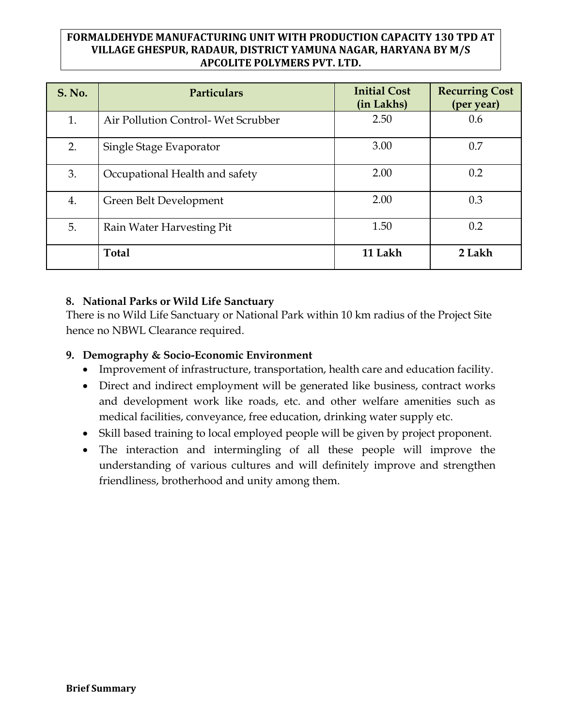| S. No. | Particulars | Initial Cost (in Lakhs) | Recurring Cost (per year) |
|---|---|---|---|
| 1. | Air Pollution Control- Wet Scrubber | 2.50 | 0.6 |
| 2. | Single Stage Evaporator | 3.00 | 0.7 |
| 3. | Occupational Health and safety | 2.00 | 0.2 |
| 4. | Green Belt Development | 2.00 | 0.3 |
| 5. | Rain Water Harvesting Pit | 1.50 | 0.2 |
| | **Total** | **11 Lakh** | **2 Lakh** |

## 8. National Parks or Wild Life Sanctuary

There is no Wild Life Sanctuary or National Park within 10 km radius of the Project Site hence no NBWL Clearance required.

## 9. Demography & Socio-Economic Environment

- Improvement of infrastructure, transportation, health care and education facility.
- Direct and indirect employment will be generated like business, contract works and development work like roads, etc. and other welfare amenities such as medical facilities, conveyance, free education, drinking water supply etc.
- Skill based training to local employed people will be given by project proponent.
- The interaction and intermingling of all these people will improve the understanding of various cultures and will definitely improve and strengthen friendliness, brotherhood and unity among them.